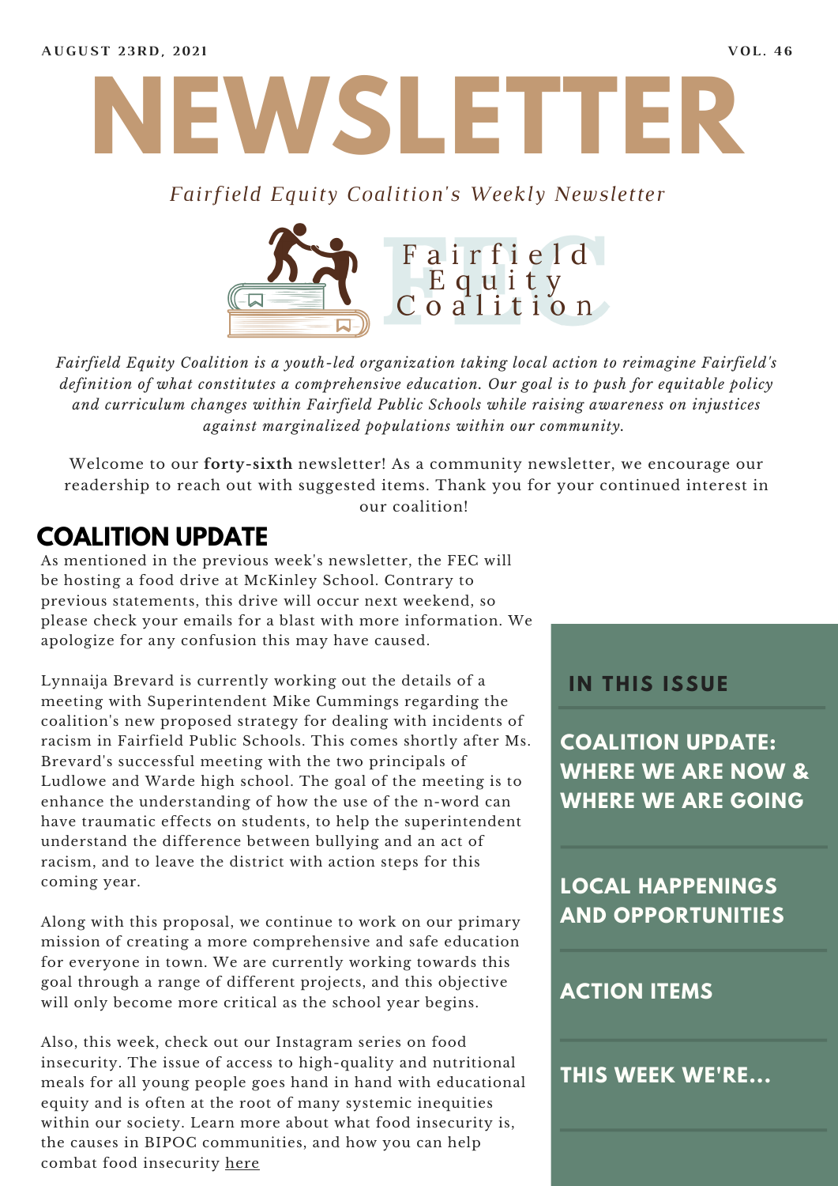AUGUST 23RD, 2021 VOL. 46

# NEWSLETTER

*Fairfield Equity Coalition's Weekly Newsletter*

Fairfield Equity Coalition

*Fairfield Equity Coalition is a youth-led organization taking local action to reimagine Fairfield's definition of what constitutes a comprehensive education. Our goal is to push for equitable policy and curriculum changes within Fairfield Public Schools while raising awareness on injustices against marginalized populations within our community.*

Welcome to our **forty-sixth** newsletter! As a community newsletter, we encourage our readership to reach out with suggested items. Thank you for your continued interest in our coalition!

## COALITION UPDATE

As mentioned in the previous week's newsletter, the FEC will be hosting a food drive at McKinley School. Contrary to previous statements, this drive will occur next weekend, so please check your emails for a blast with more information. We apologize for any confusion this may have caused.

Lynnaija Brevard is currently working out the details of a meeting with Superintendent Mike Cummings regarding the coalition's new proposed strategy for dealing with incidents of racism in Fairfield Public Schools. This comes shortly after Ms. Brevard's successful meeting with the two principals of Ludlowe and Warde high school. The goal of the meeting is to enhance the understanding of how the use of the n-word can have traumatic effects on students, to help the superintendent understand the difference between bullying and an act of racism, and to leave the district with action steps for this coming year.

Along with this proposal, we continue to work on our primary mission of creating a more comprehensive and safe education for everyone in town. We are currently working towards this goal through a range of different projects, and this objective will only become more critical as the school year begins.

Also, this week, check out our Instagram series on food insecurity. The issue of access to high-quality and nutritional meals for all young people goes hand in hand with educational equity and is often at the root of many systemic inequities within our society. Learn more about what food insecurity is, the causes in BIPOC communities, and how you can help combat food insecurity here

### IN THIS ISSUE

- **COALITION UPDATE: WHERE WE ARE NOW & WHERE WE ARE GOING**
- **LOCAL HAPPENINGS AND OPPORTUNITIES**
- **ACTION ITEMS**
- **THIS WEEK WE'RE...**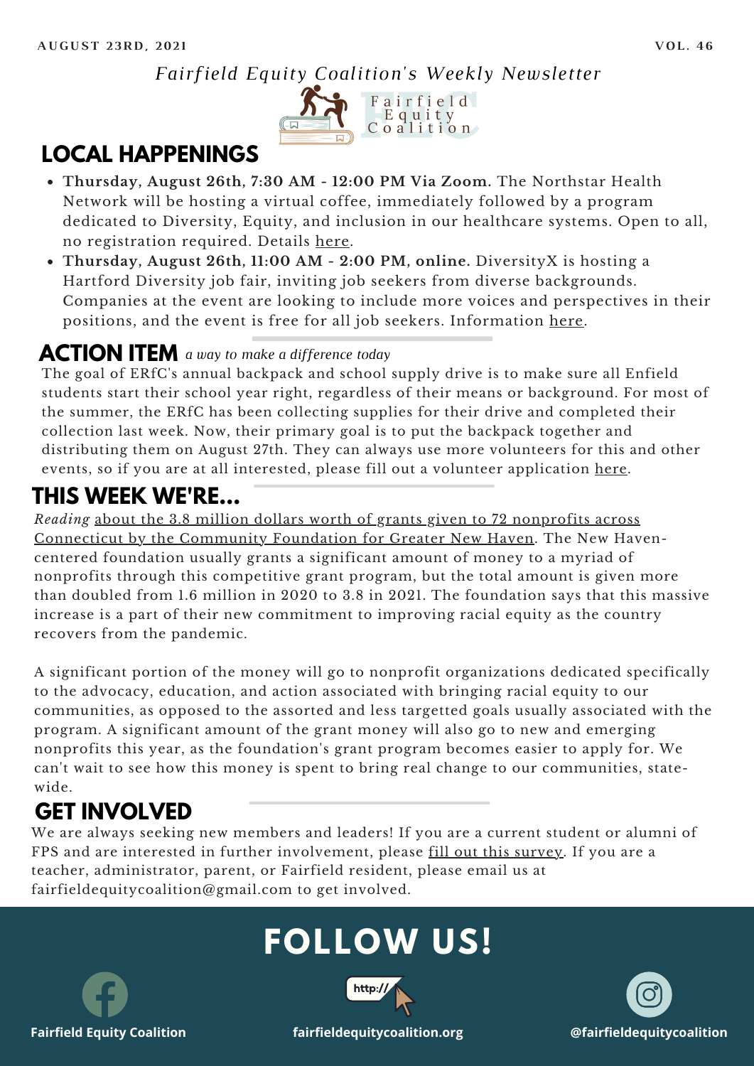AUGUST 23RD, 2021 VOL. 46

*Fairfield Equity Coalition's Weekly Newsletter*

Fairfield Equity Coalition

## LOCAL HAPPENINGS

- **Thursday, August 26th, 7:30 AM - 12:00 PM Via Zoom.** The Northstar Health Network will be hosting a virtual coffee, immediately followed by a program dedicated to Diversity, Equity, and inclusion in our healthcare systems. Open to all, no registration required. Details here.
- **Thursday, August 26th, 11:00 AM - 2:00 PM, online.** DiversityX is hosting a Hartford Diversity job fair, inviting job seekers from diverse backgrounds. Companies at the event are looking to include more voices and perspectives in their positions, and the event is free for all job seekers. Information here.

## ACTION ITEM *a way to make a difference today*

The goal of ERfC's annual backpack and school supply drive is to make sure all Enfield students start their school year right, regardless of their means or background. For most of the summer, the ERfC has been collecting supplies for their drive and completed their collection last week. Now, their primary goal is to put the backpack together and distributing them on August 27th. They can always use more volunteers for this and other events, so if you are at all interested, please fill out a volunteer application here.

## THIS WEEK WE'RE...

*Reading* about the 3.8 million dollars worth of grants given to 72 nonprofits across Connecticut by the Community Foundation for Greater New Haven. The New Haven-centered foundation usually grants a significant amount of money to a myriad of nonprofits through this competitive grant program, but the total amount is given more than doubled from 1.6 million in 2020 to 3.8 in 2021. The foundation says that this massive increase is a part of their new commitment to improving racial equity as the country recovers from the pandemic.

A significant portion of the money will go to nonprofit organizations dedicated specifically to the advocacy, education, and action associated with bringing racial equity to our communities, as opposed to the assorted and less targetted goals usually associated with the program. A significant amount of the grant money will also go to new and emerging nonprofits this year, as the foundation's grant program becomes easier to apply for. We can't wait to see how this money is spent to bring real change to our communities, state-wide.

## GET INVOLVED

We are always seeking new members and leaders! If you are a current student or alumni of FPS and are interested in further involvement, please fill out this survey. If you are a teacher, administrator, parent, or Fairfield resident, please email us at fairfieldequitycoalition@gmail.com to get involved.

# FOLLOW US!

Fairfield Equity Coalition

fairfieldequitycoalition.org

@fairfieldequitycoalition